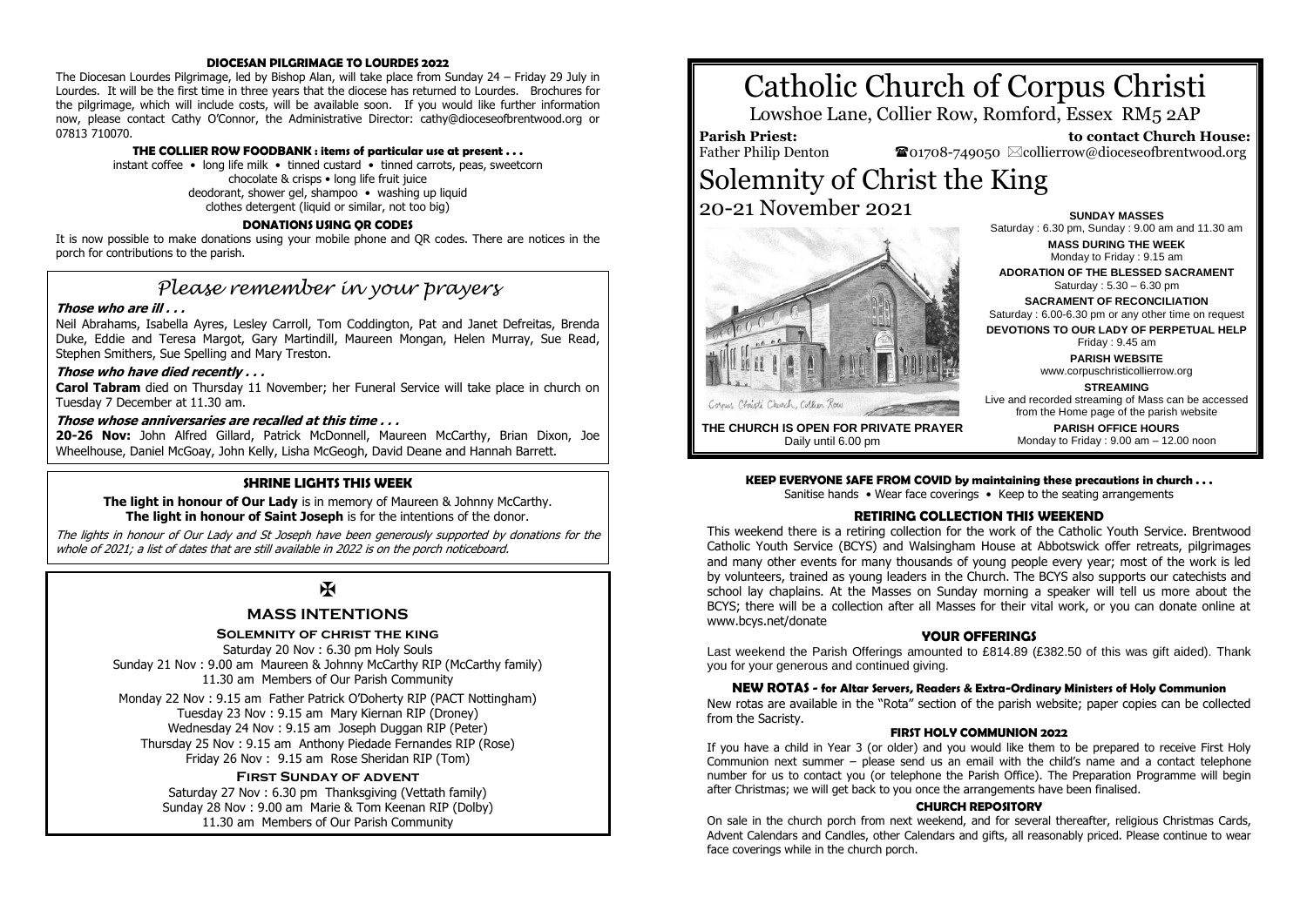# Catholic Church of Corpus Christi

Lowshoe Lane, Collier Row, Romford, Essex RM5 2AP

**Parish Priest:** Father Philip Denton

**to contact Church House:** ☎01708-749050 ✉collierrow@dioceseofbrentwood.org

# Solemnity of Christ the King

20-21 November 2021

Corpus Christi Church, Collier Row

**THE CHURCH IS OPEN FOR PRIVATE PRAYER**
Daily until 6.00 pm

**SUNDAY MASSES**
Saturday : 6.30 pm, Sunday : 9.00 am and 11.30 am

**MASS DURING THE WEEK**
Monday to Friday : 9.15 am

**ADORATION OF THE BLESSED SACRAMENT**
Saturday : 5.30 – 6.30 pm

**SACRAMENT OF RECONCILIATION**
Saturday : 6.00-6.30 pm or any other time on request

**DEVOTIONS TO OUR LADY OF PERPETUAL HELP**
Friday : 9.45 am

**PARISH WEBSITE**
www.corpuschristicollierrow.org

**STREAMING**
Live and recorded streaming of Mass can be accessed from the Home page of the parish website

**PARISH OFFICE HOURS**
Monday to Friday : 9.00 am – 12.00 noon

**KEEP EVERYONE SAFE FROM COVID by maintaining these precautions in church . . .**
Sanitise hands • Wear face coverings • Keep to the seating arrangements

## RETIRING COLLECTION THIS WEEKEND

This weekend there is a retiring collection for the work of the Catholic Youth Service. Brentwood Catholic Youth Service (BCYS) and Walsingham House at Abbotswick offer retreats, pilgrimages and many other events for many thousands of young people every year; most of the work is led by volunteers, trained as young leaders in the Church. The BCYS also supports our catechists and school lay chaplains. At the Masses on Sunday morning a speaker will tell us more about the BCYS; there will be a collection after all Masses for their vital work, or you can donate online at www.bcys.net/donate

## YOUR OFFERINGS

Last weekend the Parish Offerings amounted to £814.89 (£382.50 of this was gift aided). Thank you for your generous and continued giving.

## NEW ROTAS - for Altar Servers, Readers & Extra-Ordinary Ministers of Holy Communion

New rotas are available in the "Rota" section of the parish website; paper copies can be collected from the Sacristy.

## FIRST HOLY COMMUNION 2022

If you have a child in Year 3 (or older) and you would like them to be prepared to receive First Holy Communion next summer – please send us an email with the child's name and a contact telephone number for us to contact you (or telephone the Parish Office). The Preparation Programme will begin after Christmas; we will get back to you once the arrangements have been finalised.

## CHURCH REPOSITORY

On sale in the church porch from next weekend, and for several thereafter, religious Christmas Cards, Advent Calendars and Candles, other Calendars and gifts, all reasonably priced. Please continue to wear face coverings while in the church porch.

## DIOCESAN PILGRIMAGE TO LOURDES 2022

The Diocesan Lourdes Pilgrimage, led by Bishop Alan, will take place from Sunday 24 – Friday 29 July in Lourdes. It will be the first time in three years that the diocese has returned to Lourdes. Brochures for the pilgrimage, which will include costs, will be available soon. If you would like further information now, please contact Cathy O'Connor, the Administrative Director: cathy@dioceseofbrentwood.org or 07813 710070.

## THE COLLIER ROW FOODBANK : items of particular use at present . . .

instant coffee • long life milk • tinned custard • tinned carrots, peas, sweetcorn
chocolate & crisps • long life fruit juice
deodorant, shower gel, shampoo • washing up liquid
clothes detergent (liquid or similar, not too big)

## DONATIONS USING QR CODES

It is now possible to make donations using your mobile phone and QR codes. There are notices in the porch for contributions to the parish.

## *Please remember in your prayers*

***Those who are ill . . .***

Neil Abrahams, Isabella Ayres, Lesley Carroll, Tom Coddington, Pat and Janet Defreitas, Brenda Duke, Eddie and Teresa Margot, Gary Martindill, Maureen Mongan, Helen Murray, Sue Read, Stephen Smithers, Sue Spelling and Mary Treston.

***Those who have died recently . . .***

**Carol Tabram** died on Thursday 11 November; her Funeral Service will take place in church on Tuesday 7 December at 11.30 am.

***Those whose anniversaries are recalled at this time . . .***

**20-26 Nov:** John Alfred Gillard, Patrick McDonnell, Maureen McCarthy, Brian Dixon, Joe Wheelhouse, Daniel McGoay, John Kelly, Lisha McGeogh, David Deane and Hannah Barrett.

## SHRINE LIGHTS THIS WEEK

**The light in honour of Our Lady** is in memory of Maureen & Johnny McCarthy.
**The light in honour of Saint Joseph** is for the intentions of the donor.

*The lights in honour of Our Lady and St Joseph have been generously supported by donations for the whole of 2021; a list of dates that are still available in 2022 is on the porch noticeboard.*

✠

## MASS INTENTIONS

### Solemnity of christ the king

Saturday 20 Nov : 6.30 pm Holy Souls
Sunday 21 Nov : 9.00 am Maureen & Johnny McCarthy RIP (McCarthy family)
11.30 am Members of Our Parish Community

Monday 22 Nov : 9.15 am Father Patrick O'Doherty RIP (PACT Nottingham)
Tuesday 23 Nov : 9.15 am Mary Kiernan RIP (Droney)
Wednesday 24 Nov : 9.15 am Joseph Duggan RIP (Peter)
Thursday 25 Nov : 9.15 am Anthony Piedade Fernandes RIP (Rose)
Friday 26 Nov : 9.15 am Rose Sheridan RIP (Tom)

### First Sunday of advent

Saturday 27 Nov : 6.30 pm Thanksgiving (Vettath family)
Sunday 28 Nov : 9.00 am Marie & Tom Keenan RIP (Dolby)
11.30 am Members of Our Parish Community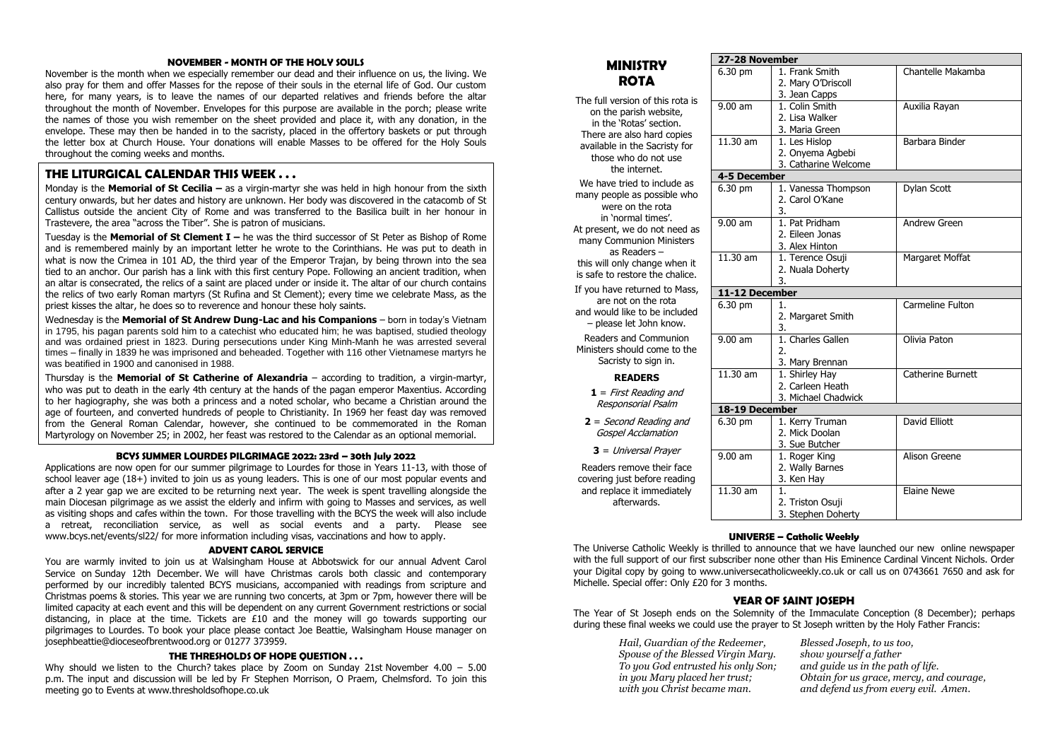## NOVEMBER - MONTH OF THE HOLY SOULS

November is the month when we especially remember our dead and their influence on us, the living. We also pray for them and offer Masses for the repose of their souls in the eternal life of God. Our custom here, for many years, is to leave the names of our departed relatives and friends before the altar throughout the month of November. Envelopes for this purpose are available in the porch; please write the names of those you wish remember on the sheet provided and place it, with any donation, in the envelope. These may then be handed in to the sacristy, placed in the offertory baskets or put through the letter box at Church House. Your donations will enable Masses to be offered for the Holy Souls throughout the coming weeks and months.

## THE LITURGICAL CALENDAR THIS WEEK . . .

Monday is the **Memorial of St Cecilia –** as a virgin-martyr she was held in high honour from the sixth century onwards, but her dates and history are unknown. Her body was discovered in the catacomb of St Callistus outside the ancient City of Rome and was transferred to the Basilica built in her honour in Trastevere, the area "across the Tiber". She is patron of musicians.

Tuesday is the **Memorial of St Clement I –** he was the third successor of St Peter as Bishop of Rome and is remembered mainly by an important letter he wrote to the Corinthians. He was put to death in what is now the Crimea in 101 AD, the third year of the Emperor Trajan, by being thrown into the sea tied to an anchor. Our parish has a link with this first century Pope. Following an ancient tradition, when an altar is consecrated, the relics of a saint are placed under or inside it. The altar of our church contains the relics of two early Roman martyrs (St Rufina and St Clement); every time we celebrate Mass, as the priest kisses the altar, he does so to reverence and honour these holy saints.

Wednesday is the **Memorial of St Andrew Dung-Lac and his Companions** – born in today's Vietnam in 1795, his pagan parents sold him to a catechist who educated him; he was baptised, studied theology and was ordained priest in 1823. During persecutions under King Minh-Manh he was arrested several times – finally in 1839 he was imprisoned and beheaded. Together with 116 other Vietnamese martyrs he was beatified in 1900 and canonised in 1988.

Thursday is the **Memorial of St Catherine of Alexandria** – according to tradition, a virgin-martyr, who was put to death in the early 4th century at the hands of the pagan emperor Maxentius. According to her hagiography, she was both a princess and a noted scholar, who became a Christian around the age of fourteen, and converted hundreds of people to Christianity. In 1969 her feast day was removed from the General Roman Calendar, however, she continued to be commemorated in the Roman Martyrology on November 25; in 2002, her feast was restored to the Calendar as an optional memorial.

## BCYS SUMMER LOURDES PILGRIMAGE 2022: 23rd – 30th July 2022

Applications are now open for our summer pilgrimage to Lourdes for those in Years 11-13, with those of school leaver age (18+) invited to join us as young leaders. This is one of our most popular events and after a 2 year gap we are excited to be returning next year. The week is spent travelling alongside the main Diocesan pilgrimage as we assist the elderly and infirm with going to Masses and services, as well as visiting shops and cafes within the town. For those travelling with the BCYS the week will also include a retreat, reconciliation service, as well as social events and a party. Please see www.bcys.net/events/sl22/ for more information including visas, vaccinations and how to apply.

## ADVENT CAROL SERVICE

You are warmly invited to join us at Walsingham House at Abbotswick for our annual Advent Carol Service on Sunday 12th December. We will have Christmas carols both classic and contemporary performed by our incredibly talented BCYS musicians, accompanied with readings from scripture and Christmas poems & stories. This year we are running two concerts, at 3pm or 7pm, however there will be limited capacity at each event and this will be dependent on any current Government restrictions or social distancing, in place at the time. Tickets are £10 and the money will go towards supporting our pilgrimages to Lourdes. To book your place please contact Joe Beattie, Walsingham House manager on josephbeattie@dioceseofbrentwood.org or 01277 373959.

## THE THRESHOLDS OF HOPE QUESTION . . .

Why should we listen to the Church? takes place by Zoom on Sunday 21st November 4.00 – 5.00 p.m. The input and discussion will be led by Fr Stephen Morrison, O Praem, Chelmsford. To join this meeting go to Events at www.thresholdsofhope.co.uk

## MINISTRY ROTA

The full version of this rota is on the parish website, in the 'Rotas' section. There are also hard copies available in the Sacristy for those who do not use the internet.

We have tried to include as many people as possible who were on the rota in 'normal times'. At present, we do not need as many Communion Ministers as Readers – this will only change when it is safe to restore the chalice.

If you have returned to Mass, are not on the rota and would like to be included – please let John know.

Readers and Communion Ministers should come to the Sacristy to sign in.

### READERS

**1** = *First Reading and Responsorial Psalm*

**2** = *Second Reading and Gospel Acclamation*

**3** = *Universal Prayer*

Readers remove their face covering just before reading and replace it immediately afterwards.

| | | |
|---|---|---|
| **27-28 November** | | |
| 6.30 pm | 1. Frank Smith<br>2. Mary O'Driscoll<br>3. Jean Capps | Chantelle Makamba |
| 9.00 am | 1. Colin Smith<br>2. Lisa Walker<br>3. Maria Green | Auxilia Rayan |
| 11.30 am | 1. Les Hislop<br>2. Onyema Agbebi<br>3. Catharine Welcome | Barbara Binder |
| **4-5 December** | | |
| 6.30 pm | 1. Vanessa Thompson<br>2. Carol O'Kane<br>3. | Dylan Scott |
| 9.00 am | 1. Pat Pridham<br>2. Eileen Jonas<br>3. Alex Hinton | Andrew Green |
| 11.30 am | 1. Terence Osuji<br>2. Nuala Doherty<br>3. | Margaret Moffat |
| **11-12 December** | | |
| 6.30 pm | 1.<br>2. Margaret Smith<br>3. | Carmeline Fulton |
| 9.00 am | 1. Charles Gallen<br>2.<br>3. Mary Brennan | Olivia Paton |
| 11.30 am | 1. Shirley Hay<br>2. Carleen Heath<br>3. Michael Chadwick | Catherine Burnett |
| **18-19 December** | | |
| 6.30 pm | 1. Kerry Truman<br>2. Mick Doolan<br>3. Sue Butcher | David Elliott |
| 9.00 am | 1. Roger King<br>2. Wally Barnes<br>3. Ken Hay | Alison Greene |
| 11.30 am | 1.<br>2. Triston Osuji<br>3. Stephen Doherty | Elaine Newe |

## UNIVERSE – Catholic Weekly

The Universe Catholic Weekly is thrilled to announce that we have launched our new online newspaper with the full support of our first subscriber none other than His Eminence Cardinal Vincent Nichols. Order your Digital copy by going to www.universecatholicweekly.co.uk or call us on 0743661 7650 and ask for Michelle. Special offer: Only £20 for 3 months.

## YEAR OF SAINT JOSEPH

The Year of St Joseph ends on the Solemnity of the Immaculate Conception (8 December); perhaps during these final weeks we could use the prayer to St Joseph written by the Holy Father Francis:

*Hail, Guardian of the Redeemer,*
*Spouse of the Blessed Virgin Mary.*
*To you God entrusted his only Son;*
*in you Mary placed her trust;*
*with you Christ became man.*

*Blessed Joseph, to us too,*
*show yourself a father*
*and guide us in the path of life.*
*Obtain for us grace, mercy, and courage,*
*and defend us from every evil. Amen.*